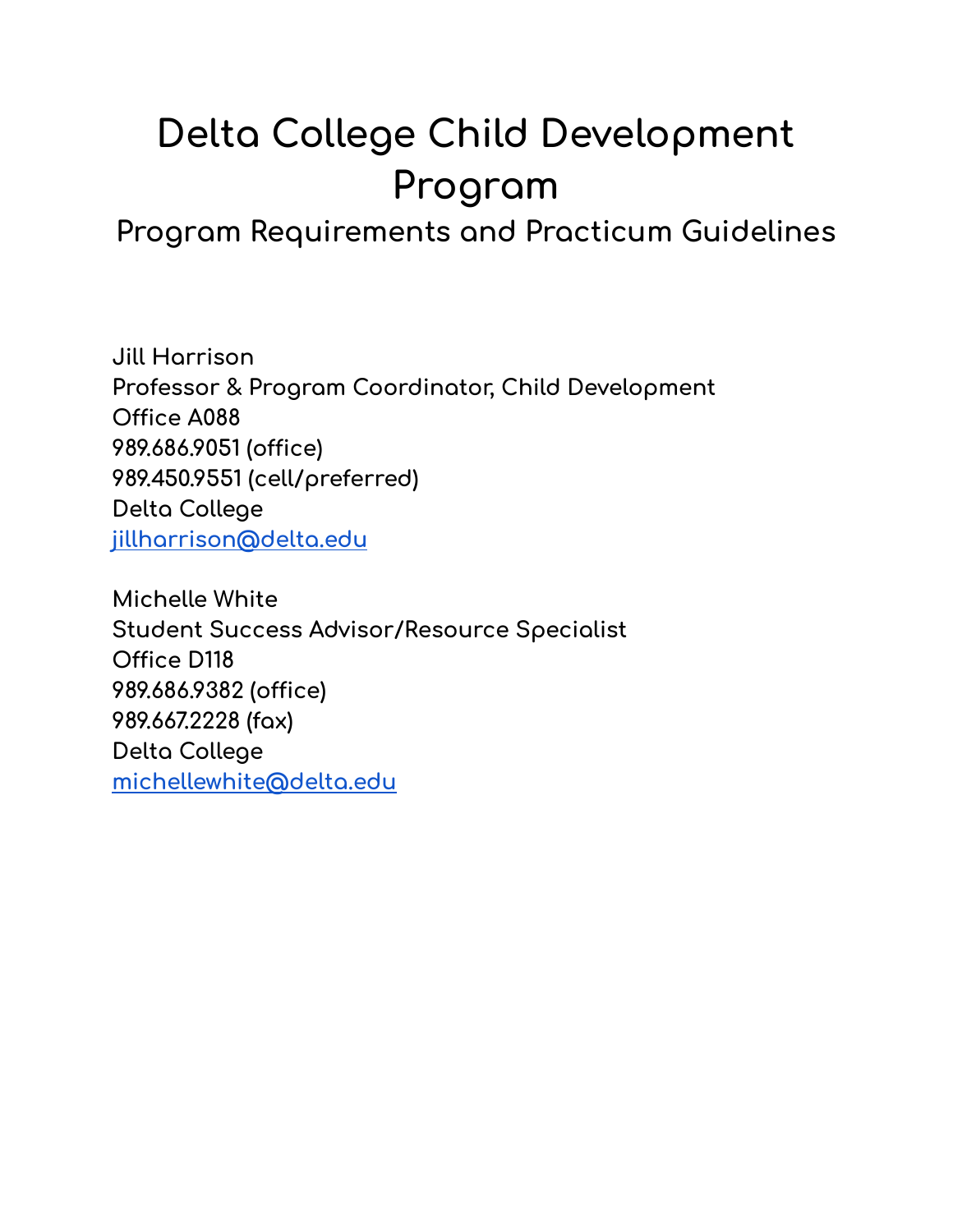# Delta College Child Development Program

## Program Requirements and Practicum Guidelines

Jill Harrison
Professor & Program Coordinator, Child Development
Office A088
989.686.9051 (office)
989.450.9551 (cell/preferred)
Delta College
[jillharrison@delta.edu](mailto:jillharrison@delta.edu)

Michelle White
Student Success Advisor/Resource Specialist
Office D118
989.686.9382 (office)
989.667.2228 (fax)
Delta College
[michellewhite@delta.edu](mailto:michellewhite@delta.edu)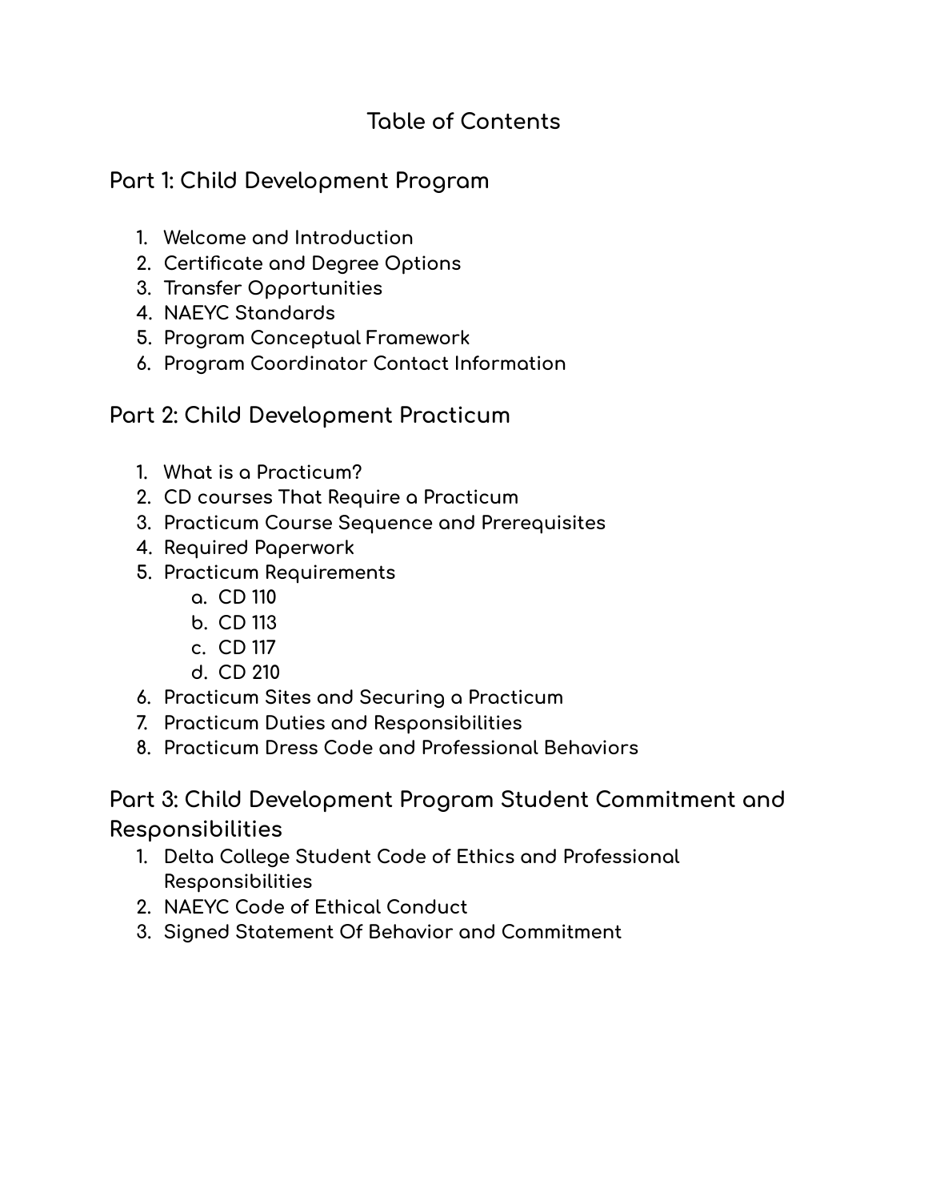# Table of Contents

## Part 1: Child Development Program

1. Welcome and Introduction
2. Certificate and Degree Options
3. Transfer Opportunities
4. NAEYC Standards
5. Program Conceptual Framework
6. Program Coordinator Contact Information

## Part 2: Child Development Practicum

1. What is a Practicum?
2. CD courses That Require a Practicum
3. Practicum Course Sequence and Prerequisites
4. Required Paperwork
5. Practicum Requirements
    a. CD 110
    b. CD 113
    c. CD 117
    d. CD 210
6. Practicum Sites and Securing a Practicum
7. Practicum Duties and Responsibilities
8. Practicum Dress Code and Professional Behaviors

## Part 3: Child Development Program Student Commitment and Responsibilities

1. Delta College Student Code of Ethics and Professional Responsibilities
2. NAEYC Code of Ethical Conduct
3. Signed Statement Of Behavior and Commitment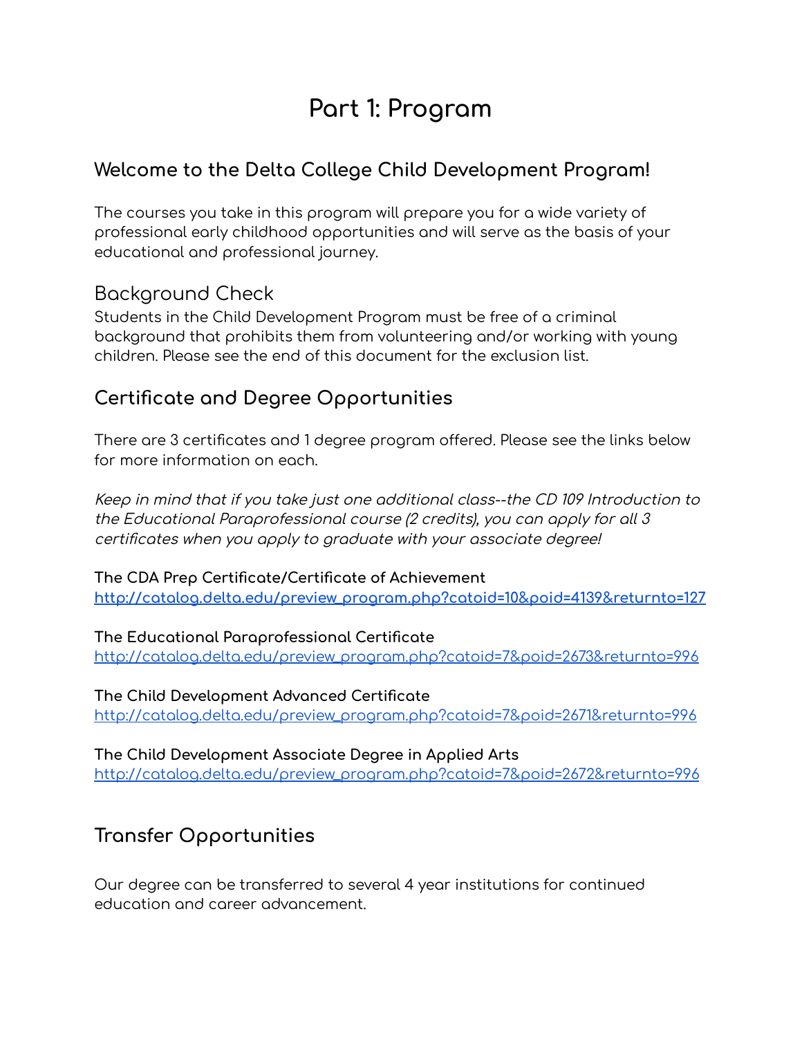# Part 1: Program

## Welcome to the Delta College Child Development Program!

The courses you take in this program will prepare you for a wide variety of professional early childhood opportunities and will serve as the basis of your educational and professional journey.

### Background Check

Students in the Child Development Program must be free of a criminal background that prohibits them from volunteering and/or working with young children. Please see the end of this document for the exclusion list.

## Certificate and Degree Opportunities

There are 3 certificates and 1 degree program offered. Please see the links below for more information on each.

*Keep in mind that if you take just one additional class--the CD 109 Introduction to the Educational Paraprofessional course (2 credits), you can apply for all 3 certificates when you apply to graduate with your associate degree!*

**The CDA Prep Certificate/Certificate of Achievement**
**http://catalog.delta.edu/preview_program.php?catoid=10&poid=4139&returnto=127**

**The Educational Paraprofessional Certificate**
http://catalog.delta.edu/preview_program.php?catoid=7&poid=2673&returnto=996

**The Child Development Advanced Certificate**
http://catalog.delta.edu/preview_program.php?catoid=7&poid=2671&returnto=996

**The Child Development Associate Degree in Applied Arts**
http://catalog.delta.edu/preview_program.php?catoid=7&poid=2672&returnto=996

## Transfer Opportunities

Our degree can be transferred to several 4 year institutions for continued education and career advancement.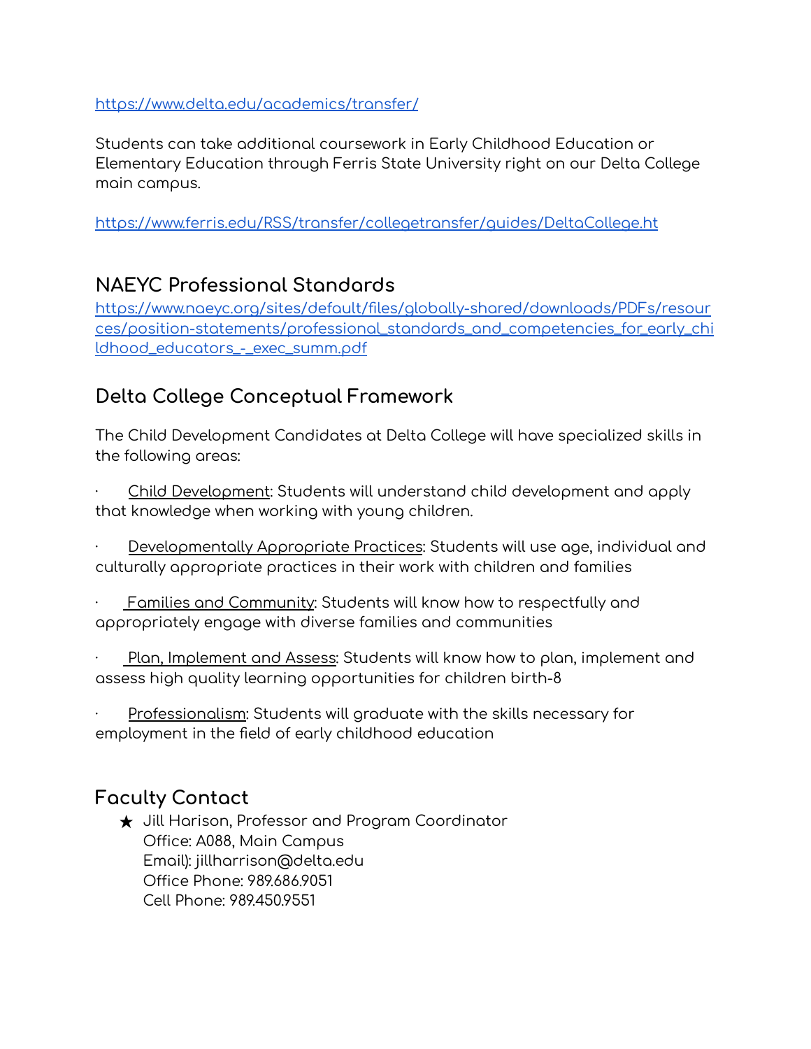https://www.delta.edu/academics/transfer/

Students can take additional coursework in Early Childhood Education or Elementary Education through Ferris State University right on our Delta College main campus.

https://www.ferris.edu/RSS/transfer/collegetransfer/guides/DeltaCollege.ht

## NAEYC Professional Standards

https://www.naeyc.org/sites/default/files/globally-shared/downloads/PDFs/resources/position-statements/professional_standards_and_competencies_for_early_childhood_educators_-_exec_summ.pdf

## Delta College Conceptual Framework

The Child Development Candidates at Delta College will have specialized skills in the following areas:

- Child Development: Students will understand child development and apply that knowledge when working with young children.
- Developmentally Appropriate Practices: Students will use age, individual and culturally appropriate practices in their work with children and families
- Families and Community: Students will know how to respectfully and appropriately engage with diverse families and communities
- Plan, Implement and Assess: Students will know how to plan, implement and assess high quality learning opportunities for children birth-8
- Professionalism: Students will graduate with the skills necessary for employment in the field of early childhood education

## Faculty Contact

- Jill Harison, Professor and Program Coordinator
  Office: A088, Main Campus
  Email): jillharrison@delta.edu
  Office Phone: 989.686.9051
  Cell Phone: 989.450.9551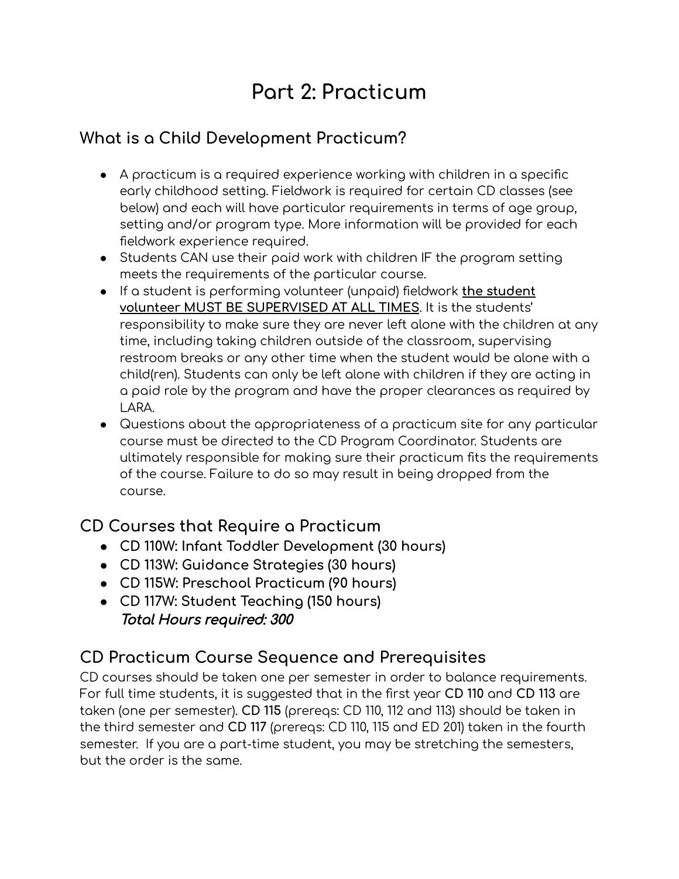# Part 2: Practicum

## What is a Child Development Practicum?

- A practicum is a required experience working with children in a specific early childhood setting. Fieldwork is required for certain CD classes (see below) and each will have particular requirements in terms of age group, setting and/or program type. More information will be provided for each fieldwork experience required.
- Students CAN use their paid work with children IF the program setting meets the requirements of the particular course.
- If a student is performing volunteer (unpaid) fieldwork **<u>the student volunteer MUST BE SUPERVISED AT ALL TIMES</u>**. It is the students' responsibility to make sure they are never left alone with the children at any time, including taking children outside of the classroom, supervising restroom breaks or any other time when the student would be alone with a child(ren). Students can only be left alone with children if they are acting in a paid role by the program and have the proper clearances as required by LARA.
- Questions about the appropriateness of a practicum site for any particular course must be directed to the CD Program Coordinator. Students are ultimately responsible for making sure their practicum fits the requirements of the course. Failure to do so may result in being dropped from the course.

## CD Courses that Require a Practicum

- **CD 110W: Infant Toddler Development (30 hours)**
- **CD 113W: Guidance Strategies (30 hours)**
- **CD 115W: Preschool Practicum (90 hours)**
- **CD 117W: Student Teaching (150 hours)**
  ***Total Hours required: 300***

## CD Practicum Course Sequence and Prerequisites

CD courses should be taken one per semester in order to balance requirements. For full time students, it is suggested that in the first year **CD 110** and **CD 113** are taken (one per semester). **CD 115** (prereqs: CD 110, 112 and 113) should be taken in the third semester and **CD 117** (prereqs: CD 110, 115 and ED 201) taken in the fourth semester. If you are a part-time student, you may be stretching the semesters, but the order is the same.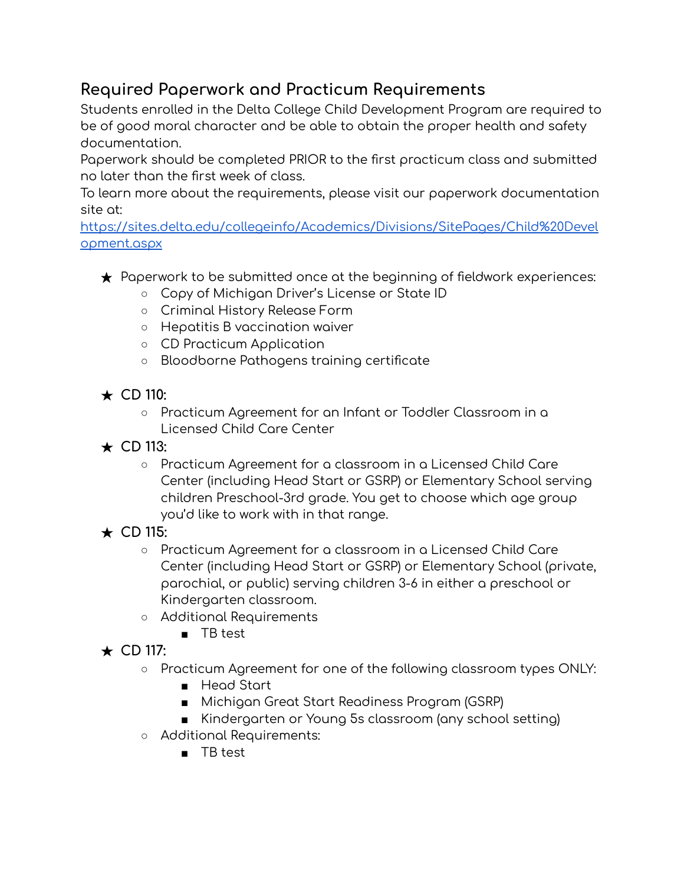## Required Paperwork and Practicum Requirements

Students enrolled in the Delta College Child Development Program are required to be of good moral character and be able to obtain the proper health and safety documentation.

Paperwork should be completed PRIOR to the first practicum class and submitted no later than the first week of class.

To learn more about the requirements, please visit our paperwork documentation site at:
[https://sites.delta.edu/collegeinfo/Academics/Divisions/SitePages/Child%20Development.aspx](https://sites.delta.edu/collegeinfo/Academics/Divisions/SitePages/Child%20Development.aspx)

- Paperwork to be submitted once at the beginning of fieldwork experiences:
  - Copy of Michigan Driver's License or State ID
  - Criminal History Release Form
  - Hepatitis B vaccination waiver
  - CD Practicum Application
  - Bloodborne Pathogens training certificate

- **CD 110:**
  - Practicum Agreement for an Infant or Toddler Classroom in a Licensed Child Care Center
- **CD 113:**
  - Practicum Agreement for a classroom in a Licensed Child Care Center (including Head Start or GSRP) or Elementary School serving children Preschool-3rd grade. You get to choose which age group you'd like to work with in that range.
- **CD 115:**
  - Practicum Agreement for a classroom in a Licensed Child Care Center (including Head Start or GSRP) or Elementary School (private, parochial, or public) serving children 3-6 in either a preschool or Kindergarten classroom.
  - Additional Requirements
    - TB test
- **CD 117:**
  - Practicum Agreement for one of the following classroom types ONLY:
    - Head Start
    - Michigan Great Start Readiness Program (GSRP)
    - Kindergarten or Young 5s classroom (any school setting)
  - Additional Requirements:
    - TB test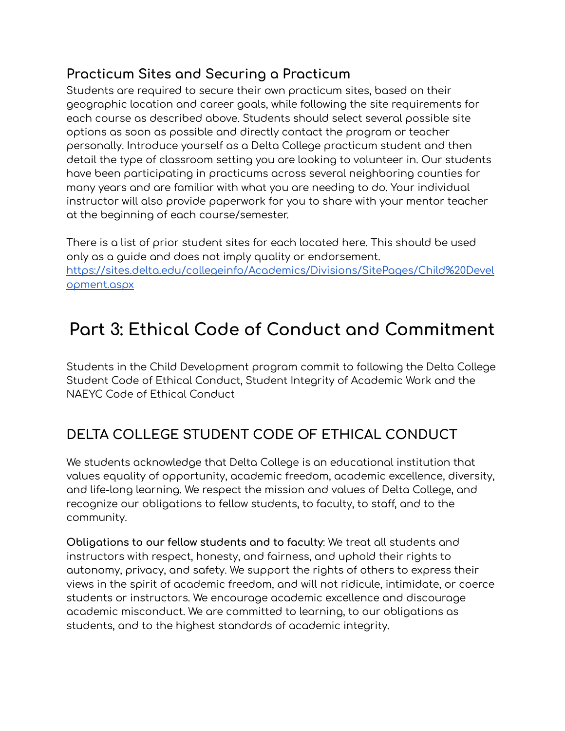### Practicum Sites and Securing a Practicum

Students are required to secure their own practicum sites, based on their geographic location and career goals, while following the site requirements for each course as described above. Students should select several possible site options as soon as possible and directly contact the program or teacher personally. Introduce yourself as a Delta College practicum student and then detail the type of classroom setting you are looking to volunteer in. Our students have been participating in practicums across several neighboring counties for many years and are familiar with what you are needing to do. Your individual instructor will also provide paperwork for you to share with your mentor teacher at the beginning of each course/semester.

There is a list of prior student sites for each located here. This should be used only as a guide and does not imply quality or endorsement.
[https://sites.delta.edu/collegeinfo/Academics/Divisions/SitePages/Child%20Development.aspx](https://sites.delta.edu/collegeinfo/Academics/Divisions/SitePages/Child%20Development.aspx)

# Part 3: Ethical Code of Conduct and Commitment

Students in the Child Development program commit to following the Delta College Student Code of Ethical Conduct, Student Integrity of Academic Work and the NAEYC Code of Ethical Conduct

## DELTA COLLEGE STUDENT CODE OF ETHICAL CONDUCT

We students acknowledge that Delta College is an educational institution that values equality of opportunity, academic freedom, academic excellence, diversity, and life-long learning. We respect the mission and values of Delta College, and recognize our obligations to fellow students, to faculty, to staff, and to the community.

**Obligations to our fellow students and to faculty**: We treat all students and instructors with respect, honesty, and fairness, and uphold their rights to autonomy, privacy, and safety. We support the rights of others to express their views in the spirit of academic freedom, and will not ridicule, intimidate, or coerce students or instructors. We encourage academic excellence and discourage academic misconduct. We are committed to learning, to our obligations as students, and to the highest standards of academic integrity.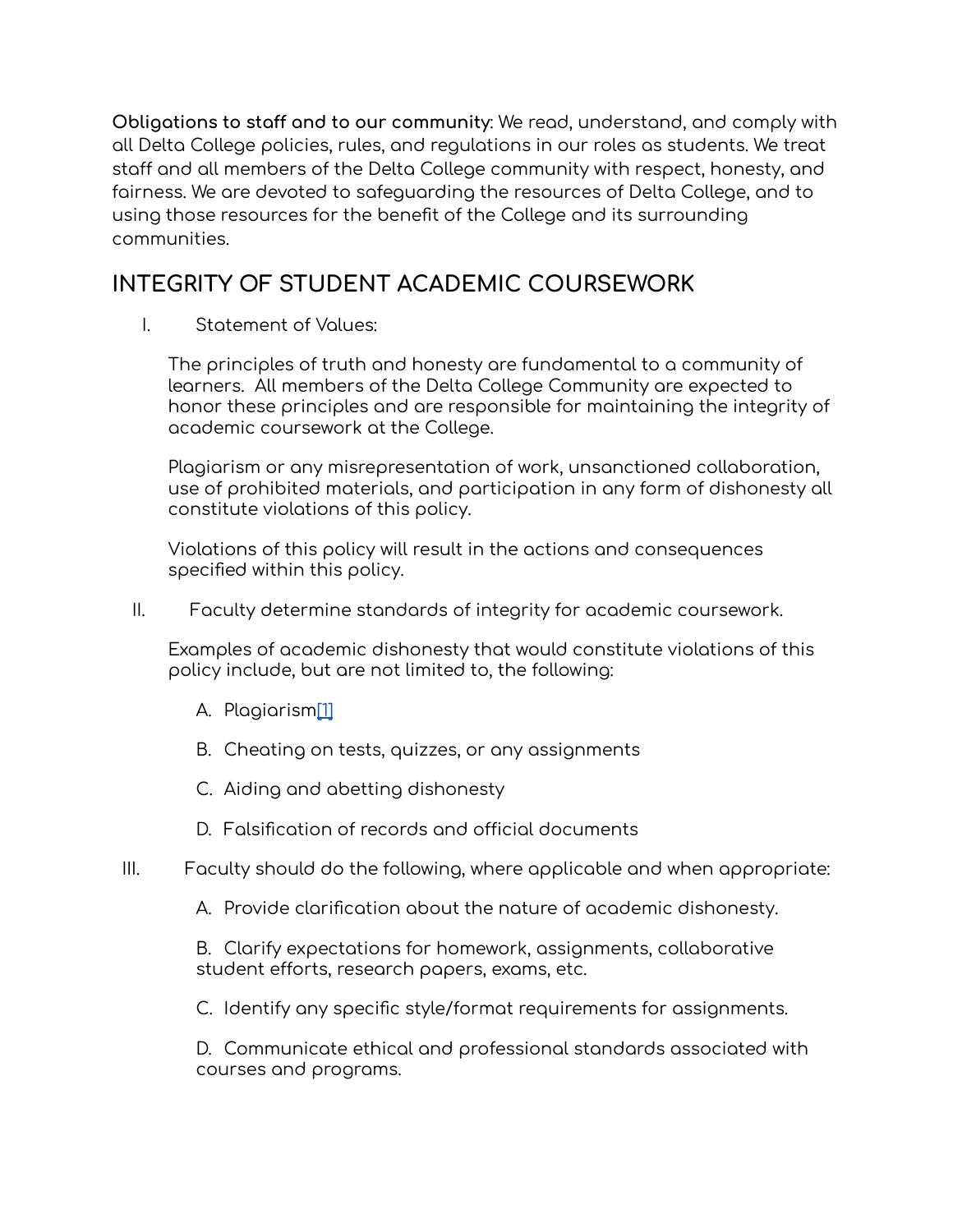**Obligations to staff and to our community**: We read, understand, and comply with all Delta College policies, rules, and regulations in our roles as students. We treat staff and all members of the Delta College community with respect, honesty, and fairness. We are devoted to safeguarding the resources of Delta College, and to using those resources for the benefit of the College and its surrounding communities.

## INTEGRITY OF STUDENT ACADEMIC COURSEWORK

I. Statement of Values:

The principles of truth and honesty are fundamental to a community of learners. All members of the Delta College Community are expected to honor these principles and are responsible for maintaining the integrity of academic coursework at the College.

Plagiarism or any misrepresentation of work, unsanctioned collaboration, use of prohibited materials, and participation in any form of dishonesty all constitute violations of this policy.

Violations of this policy will result in the actions and consequences specified within this policy.

II. Faculty determine standards of integrity for academic coursework.

Examples of academic dishonesty that would constitute violations of this policy include, but are not limited to, the following:

A. Plagiarism[1]

B. Cheating on tests, quizzes, or any assignments

C. Aiding and abetting dishonesty

D. Falsification of records and official documents

III. Faculty should do the following, where applicable and when appropriate:

A. Provide clarification about the nature of academic dishonesty.

B. Clarify expectations for homework, assignments, collaborative student efforts, research papers, exams, etc.

C. Identify any specific style/format requirements for assignments.

D. Communicate ethical and professional standards associated with courses and programs.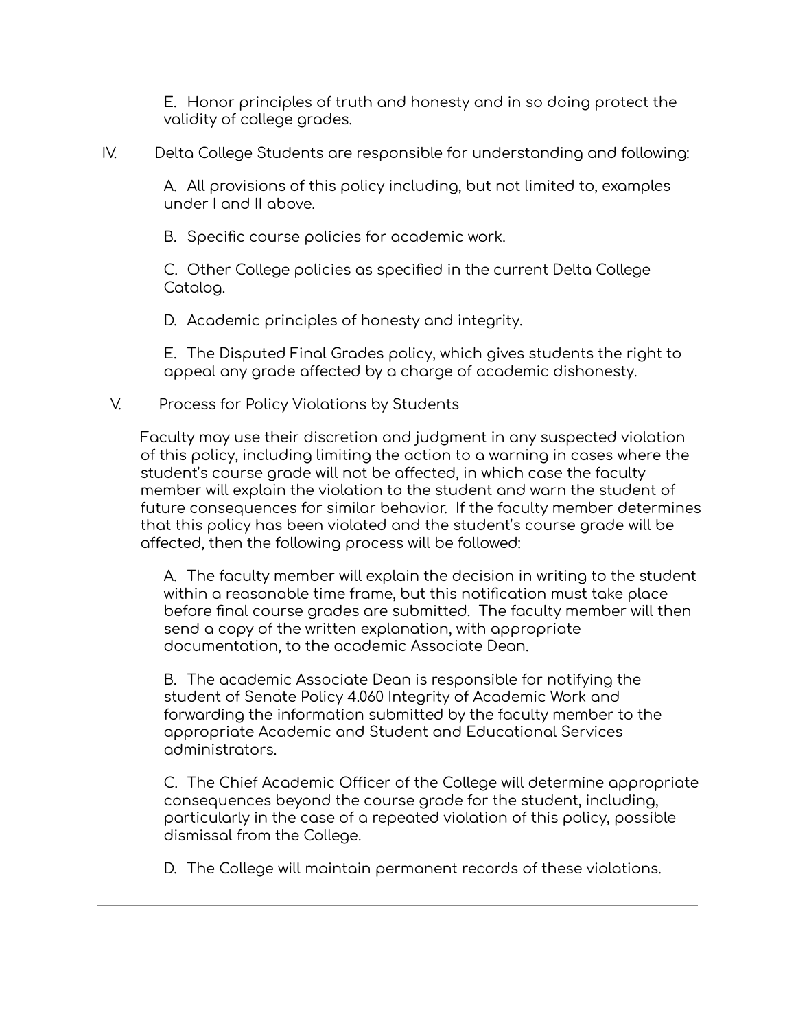E. Honor principles of truth and honesty and in so doing protect the validity of college grades.

IV. Delta College Students are responsible for understanding and following:

A. All provisions of this policy including, but not limited to, examples under I and II above.

B. Specific course policies for academic work.

C. Other College policies as specified in the current Delta College Catalog.

D. Academic principles of honesty and integrity.

E. The Disputed Final Grades policy, which gives students the right to appeal any grade affected by a charge of academic dishonesty.

V. Process for Policy Violations by Students

Faculty may use their discretion and judgment in any suspected violation of this policy, including limiting the action to a warning in cases where the student's course grade will not be affected, in which case the faculty member will explain the violation to the student and warn the student of future consequences for similar behavior. If the faculty member determines that this policy has been violated and the student's course grade will be affected, then the following process will be followed:

A. The faculty member will explain the decision in writing to the student within a reasonable time frame, but this notification must take place before final course grades are submitted. The faculty member will then send a copy of the written explanation, with appropriate documentation, to the academic Associate Dean.

B. The academic Associate Dean is responsible for notifying the student of Senate Policy 4.060 Integrity of Academic Work and forwarding the information submitted by the faculty member to the appropriate Academic and Student and Educational Services administrators.

C. The Chief Academic Officer of the College will determine appropriate consequences beyond the course grade for the student, including, particularly in the case of a repeated violation of this policy, possible dismissal from the College.

D. The College will maintain permanent records of these violations.

---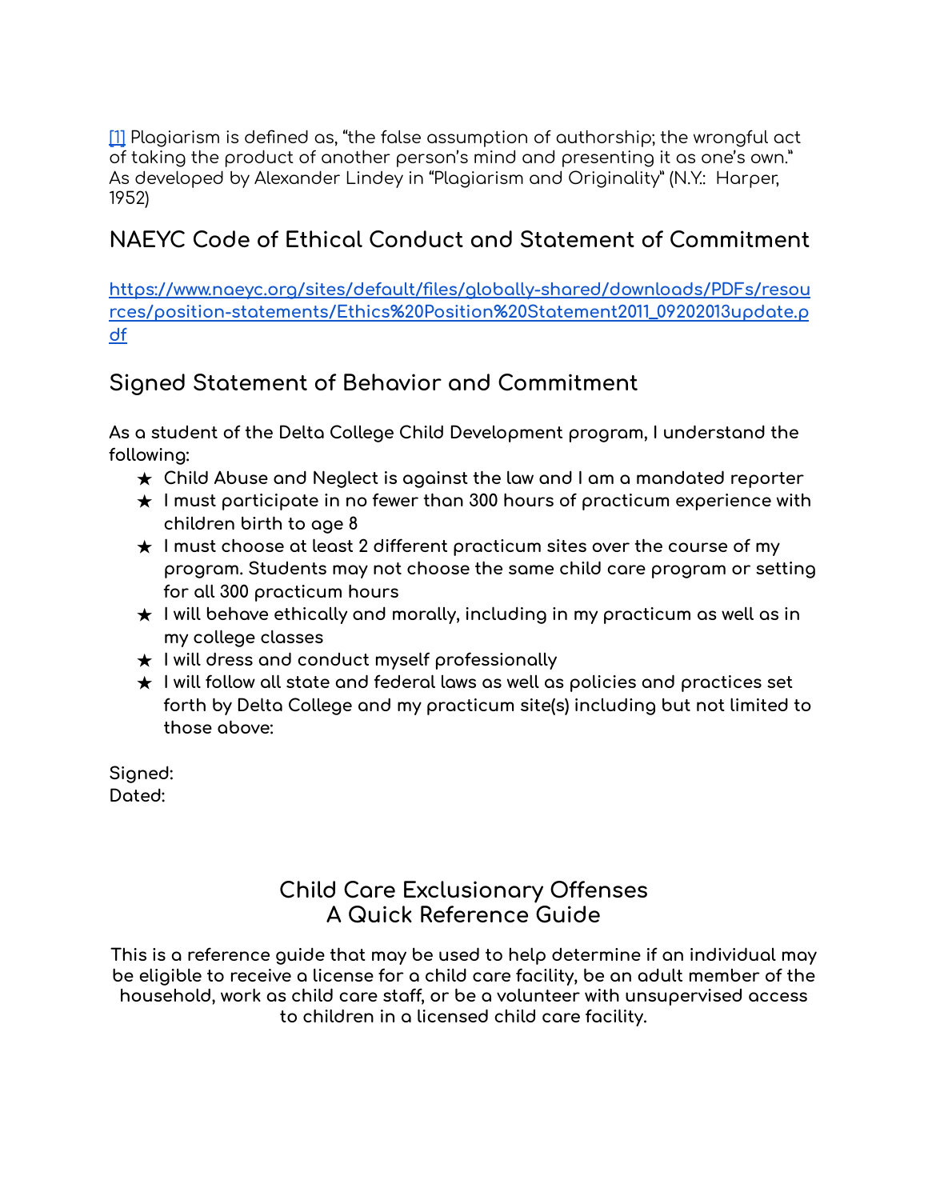[1] Plagiarism is defined as, "the false assumption of authorship; the wrongful act of taking the product of another person's mind and presenting it as one's own." As developed by Alexander Lindey in "Plagiarism and Originality" (N.Y.: Harper, 1952)

## NAEYC Code of Ethical Conduct and Statement of Commitment

https://www.naeyc.org/sites/default/files/globally-shared/downloads/PDFs/resources/position-statements/Ethics%20Position%20Statement2011_09202013update.pdf

## Signed Statement of Behavior and Commitment

**As a student of the Delta College Child Development program, I understand the following:**

- ★ **Child Abuse and Neglect is against the law and I am a mandated reporter**
- ★ **I must participate in no fewer than 300 hours of practicum experience with children birth to age 8**
- ★ **I must choose at least 2 different practicum sites over the course of my program. Students may not choose the same child care program or setting for all 300 practicum hours**
- ★ **I will behave ethically and morally, including in my practicum as well as in my college classes**
- ★ **I will dress and conduct myself professionally**
- ★ **I will follow all state and federal laws as well as policies and practices set forth by Delta College and my practicum site(s) including but not limited to those above:**

**Signed:**
**Dated:**

## Child Care Exclusionary Offenses
## A Quick Reference Guide

**This is a reference guide that may be used to help determine if an individual may be eligible to receive a license for a child care facility, be an adult member of the household, work as child care staff, or be a volunteer with unsupervised access to children in a licensed child care facility.**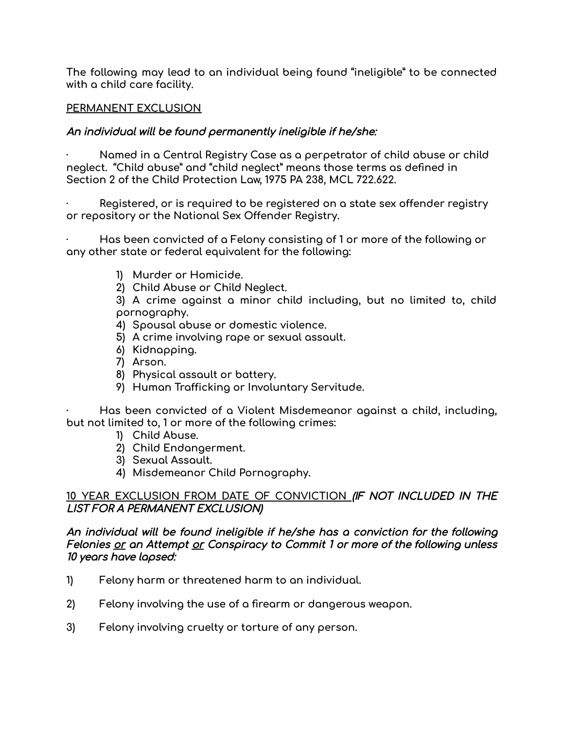The following may lead to an individual being found "ineligible" to be connected with a child care facility.

<u>PERMANENT EXCLUSION</u>

***An individual will be found permanently ineligible if he/she:***

· Named in a Central Registry Case as a perpetrator of child abuse or child neglect. "Child abuse" and "child neglect" means those terms as defined in Section 2 of the Child Protection Law, 1975 PA 238, MCL 722.622.

· Registered, or is required to be registered on a state sex offender registry or repository or the National Sex Offender Registry.

· Has been convicted of a Felony consisting of 1 or more of the following or any other state or federal equivalent for the following:

1) Murder or Homicide.
2) Child Abuse or Child Neglect.
3) A crime against a minor child including, but no limited to, child pornography.
4) Spousal abuse or domestic violence.
5) A crime involving rape or sexual assault.
6) Kidnapping.
7) Arson.
8) Physical assault or battery.
9) Human Trafficking or Involuntary Servitude.

· Has been convicted of a Violent Misdemeanor against a child, including, but not limited to, 1 or more of the following crimes:

1) Child Abuse.
2) Child Endangerment.
3) Sexual Assault.
4) Misdemeanor Child Pornography.

<u>10 YEAR EXCLUSION FROM DATE OF CONVICTION</u> ***(IF NOT INCLUDED IN THE LIST FOR A PERMANENT EXCLUSION)***

***An individual will be found ineligible if he/she has a conviction for the following Felonies <u>or</u> an Attempt <u>or</u> Conspiracy to Commit 1 or more of the following unless 10 years have lapsed:***

1) Felony harm or threatened harm to an individual.

2) Felony involving the use of a firearm or dangerous weapon.

3) Felony involving cruelty or torture of any person.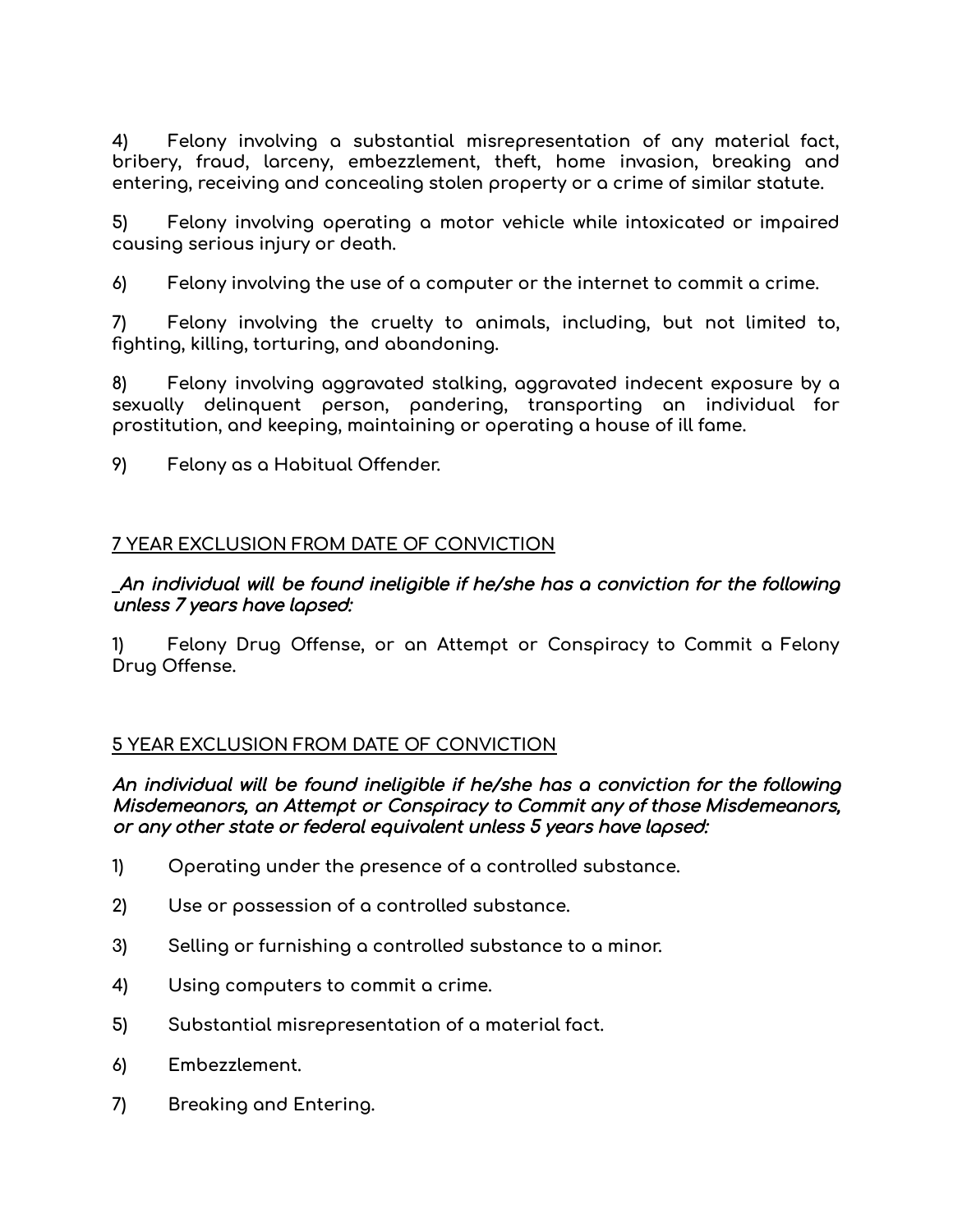4) Felony involving a substantial misrepresentation of any material fact, bribery, fraud, larceny, embezzlement, theft, home invasion, breaking and entering, receiving and concealing stolen property or a crime of similar statute.

5) Felony involving operating a motor vehicle while intoxicated or impaired causing serious injury or death.

6) Felony involving the use of a computer or the internet to commit a crime.

7) Felony involving the cruelty to animals, including, but not limited to, fighting, killing, torturing, and abandoning.

8) Felony involving aggravated stalking, aggravated indecent exposure by a sexually delinquent person, pandering, transporting an individual for prostitution, and keeping, maintaining or operating a house of ill fame.

9) Felony as a Habitual Offender.

<u>7 YEAR EXCLUSION FROM DATE OF CONVICTION</u>

_***An individual will be found ineligible if he/she has a conviction for the following unless 7 years have lapsed:***

1) Felony Drug Offense, or an Attempt or Conspiracy to Commit a Felony Drug Offense.

<u>5 YEAR EXCLUSION FROM DATE OF CONVICTION</u>

***An individual will be found ineligible if he/she has a conviction for the following Misdemeanors, an Attempt or Conspiracy to Commit any of those Misdemeanors, or any other state or federal equivalent unless 5 years have lapsed:***

1) Operating under the presence of a controlled substance.

2) Use or possession of a controlled substance.

3) Selling or furnishing a controlled substance to a minor.

4) Using computers to commit a crime.

5) Substantial misrepresentation of a material fact.

6) Embezzlement.

7) Breaking and Entering.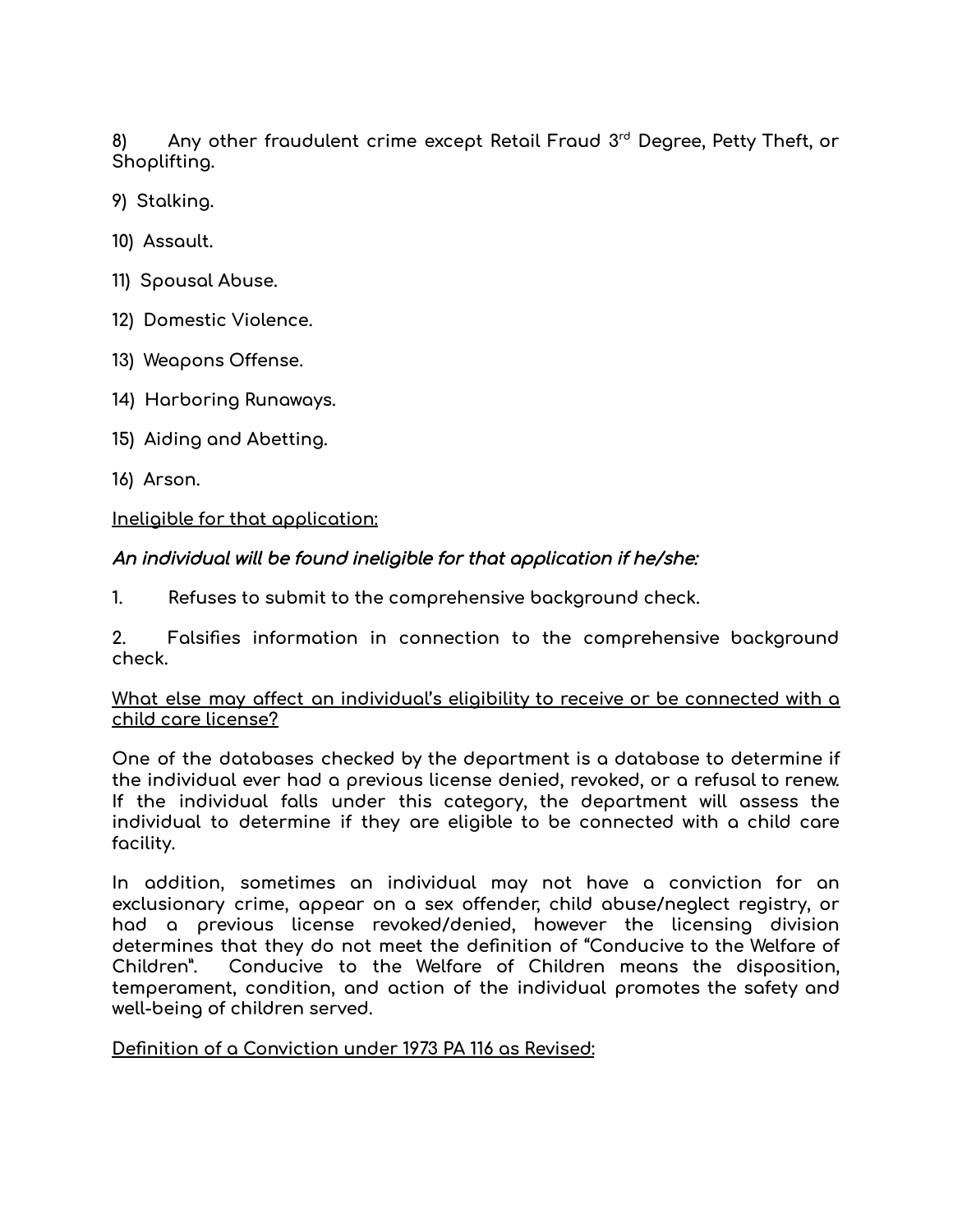8) Any other fraudulent crime except Retail Fraud 3rd Degree, Petty Theft, or Shoplifting.

9) Stalking.

10) Assault.

11) Spousal Abuse.

12) Domestic Violence.

13) Weapons Offense.

14) Harboring Runaways.

15) Aiding and Abetting.

16) Arson.

<u>Ineligible for that application:</u>

***An individual will be found ineligible for that application if he/she:***

1. Refuses to submit to the comprehensive background check.

2. Falsifies information in connection to the comprehensive background check.

<u>What else may affect an individual's eligibility to receive or be connected with a child care license?</u>

One of the databases checked by the department is a database to determine if the individual ever had a previous license denied, revoked, or a refusal to renew. If the individual falls under this category, the department will assess the individual to determine if they are eligible to be connected with a child care facility.

In addition, sometimes an individual may not have a conviction for an exclusionary crime, appear on a sex offender, child abuse/neglect registry, or had a previous license revoked/denied, however the licensing division determines that they do not meet the definition of "Conducive to the Welfare of Children". Conducive to the Welfare of Children means the disposition, temperament, condition, and action of the individual promotes the safety and well-being of children served.

<u>Definition of a Conviction under 1973 PA 116 as Revised:</u>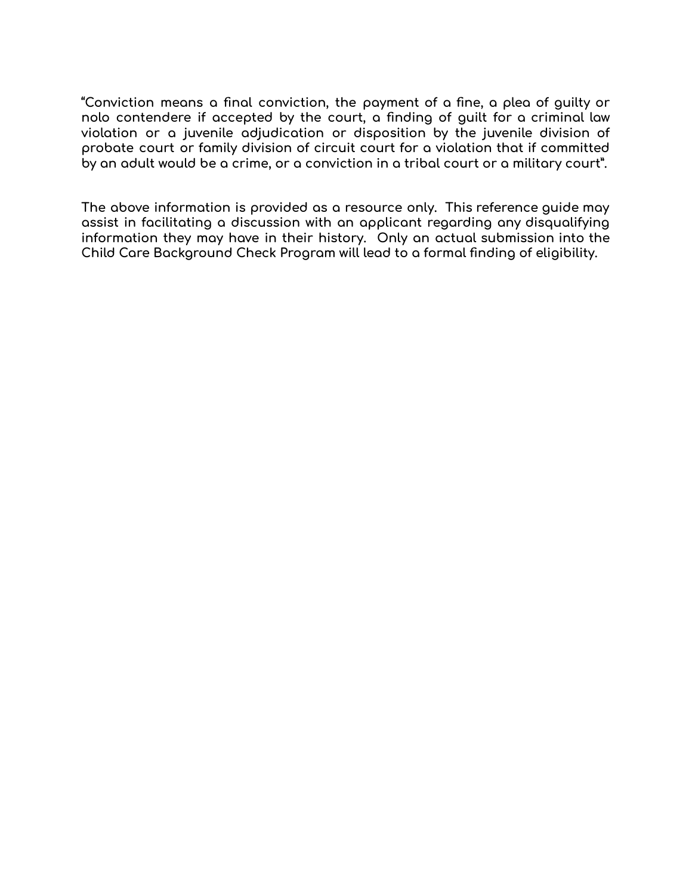"Conviction means a final conviction, the payment of a fine, a plea of guilty or nolo contendere if accepted by the court, a finding of guilt for a criminal law violation or a juvenile adjudication or disposition by the juvenile division of probate court or family division of circuit court for a violation that if committed by an adult would be a crime, or a conviction in a tribal court or a military court".

The above information is provided as a resource only. This reference guide may assist in facilitating a discussion with an applicant regarding any disqualifying information they may have in their history. Only an actual submission into the Child Care Background Check Program will lead to a formal finding of eligibility.